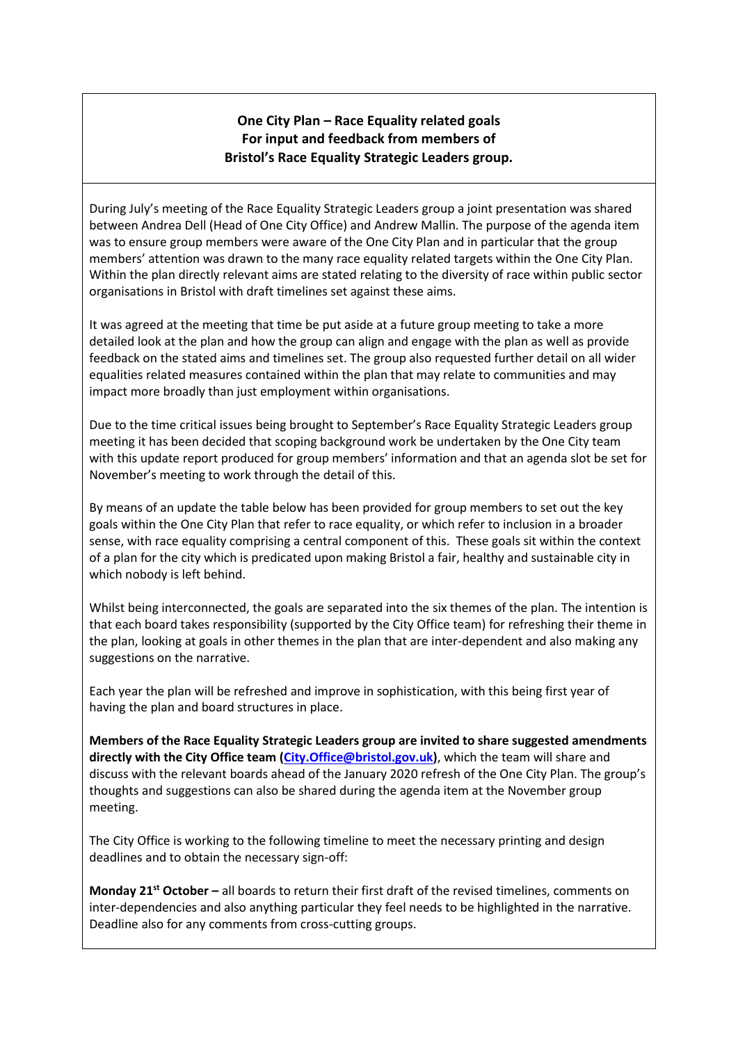**One City Plan – Race Equality related goals**
**For input and feedback from members of**
**Bristol's Race Equality Strategic Leaders group.**

During July's meeting of the Race Equality Strategic Leaders group a joint presentation was shared between Andrea Dell (Head of One City Office) and Andrew Mallin. The purpose of the agenda item was to ensure group members were aware of the One City Plan and in particular that the group members' attention was drawn to the many race equality related targets within the One City Plan. Within the plan directly relevant aims are stated relating to the diversity of race within public sector organisations in Bristol with draft timelines set against these aims.

It was agreed at the meeting that time be put aside at a future group meeting to take a more detailed look at the plan and how the group can align and engage with the plan as well as provide feedback on the stated aims and timelines set. The group also requested further detail on all wider equalities related measures contained within the plan that may relate to communities and may impact more broadly than just employment within organisations.

Due to the time critical issues being brought to September's Race Equality Strategic Leaders group meeting it has been decided that scoping background work be undertaken by the One City team with this update report produced for group members' information and that an agenda slot be set for November's meeting to work through the detail of this.

By means of an update the table below has been provided for group members to set out the key goals within the One City Plan that refer to race equality, or which refer to inclusion in a broader sense, with race equality comprising a central component of this. These goals sit within the context of a plan for the city which is predicated upon making Bristol a fair, healthy and sustainable city in which nobody is left behind.

Whilst being interconnected, the goals are separated into the six themes of the plan. The intention is that each board takes responsibility (supported by the City Office team) for refreshing their theme in the plan, looking at goals in other themes in the plan that are inter-dependent and also making any suggestions on the narrative.

Each year the plan will be refreshed and improve in sophistication, with this being first year of having the plan and board structures in place.

**Members of the Race Equality Strategic Leaders group are invited to share suggested amendments directly with the City Office team (City.Office@bristol.gov.uk)**, which the team will share and discuss with the relevant boards ahead of the January 2020 refresh of the One City Plan. The group's thoughts and suggestions can also be shared during the agenda item at the November group meeting.

The City Office is working to the following timeline to meet the necessary printing and design deadlines and to obtain the necessary sign-off:

**Monday 21st October –** all boards to return their first draft of the revised timelines, comments on inter-dependencies and also anything particular they feel needs to be highlighted in the narrative. Deadline also for any comments from cross-cutting groups.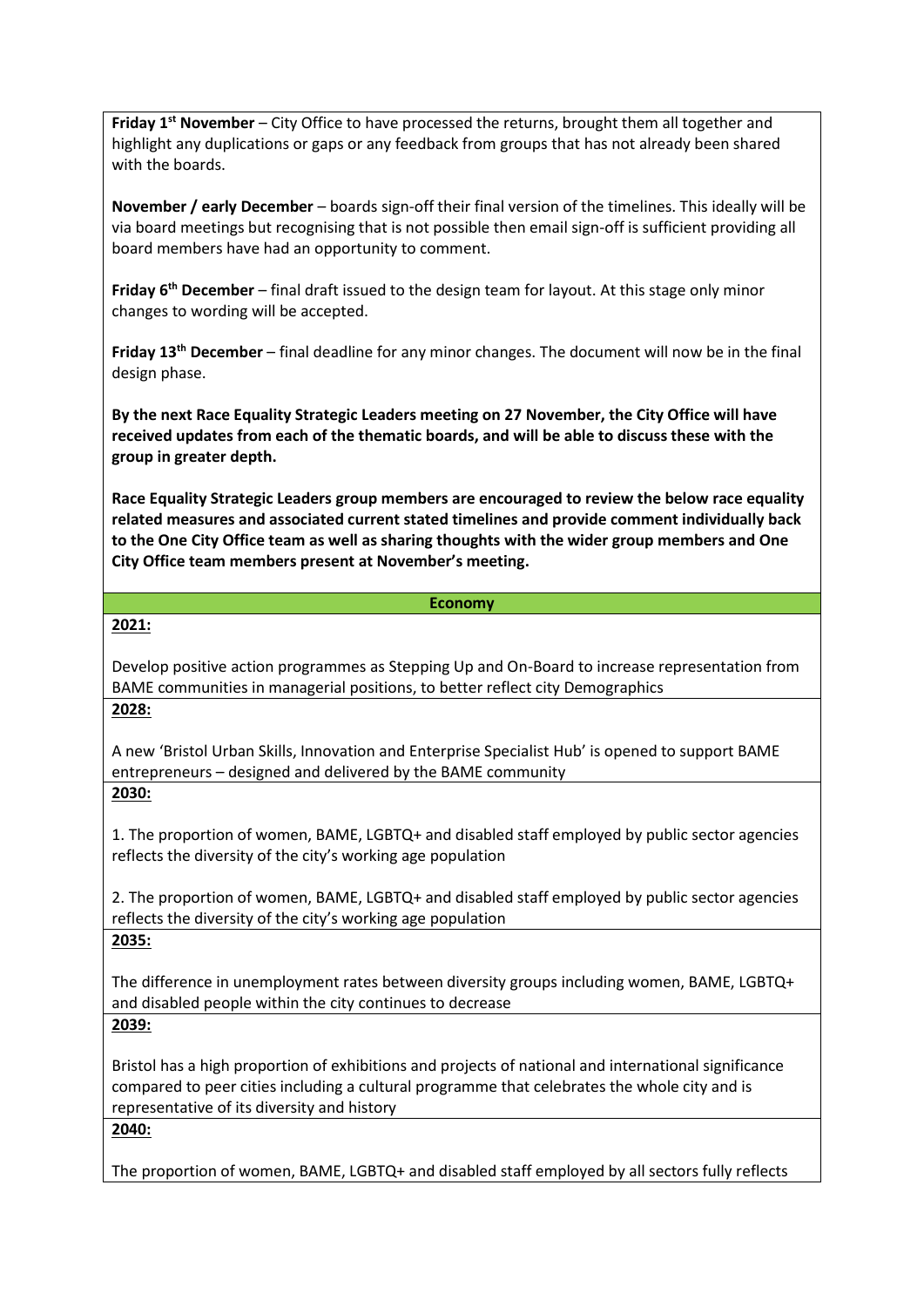**Friday 1st November** – City Office to have processed the returns, brought them all together and highlight any duplications or gaps or any feedback from groups that has not already been shared with the boards.

**November / early December** – boards sign-off their final version of the timelines. This ideally will be via board meetings but recognising that is not possible then email sign-off is sufficient providing all board members have had an opportunity to comment.

**Friday 6th December** – final draft issued to the design team for layout. At this stage only minor changes to wording will be accepted.

**Friday 13th December** – final deadline for any minor changes. The document will now be in the final design phase.

**By the next Race Equality Strategic Leaders meeting on 27 November, the City Office will have received updates from each of the thematic boards, and will be able to discuss these with the group in greater depth.**

**Race Equality Strategic Leaders group members are encouraged to review the below race equality related measures and associated current stated timelines and provide comment individually back to the One City Office team as well as sharing thoughts with the wider group members and One City Office team members present at November's meeting.**

| **Economy** |
|---|
| **2021:** |
| Develop positive action programmes as Stepping Up and On-Board to increase representation from BAME communities in managerial positions, to better reflect city Demographics |
| **2028:** |
| A new 'Bristol Urban Skills, Innovation and Enterprise Specialist Hub' is opened to support BAME entrepreneurs – designed and delivered by the BAME community |
| **2030:** |
| 1. The proportion of women, BAME, LGBTQ+ and disabled staff employed by public sector agencies reflects the diversity of the city's working age population<br><br>2. The proportion of women, BAME, LGBTQ+ and disabled staff employed by public sector agencies reflects the diversity of the city's working age population |
| **2035:** |
| The difference in unemployment rates between diversity groups including women, BAME, LGBTQ+ and disabled people within the city continues to decrease |
| **2039:** |
| Bristol has a high proportion of exhibitions and projects of national and international significance compared to peer cities including a cultural programme that celebrates the whole city and is representative of its diversity and history |
| **2040:** |
| The proportion of women, BAME, LGBTQ+ and disabled staff employed by all sectors fully reflects |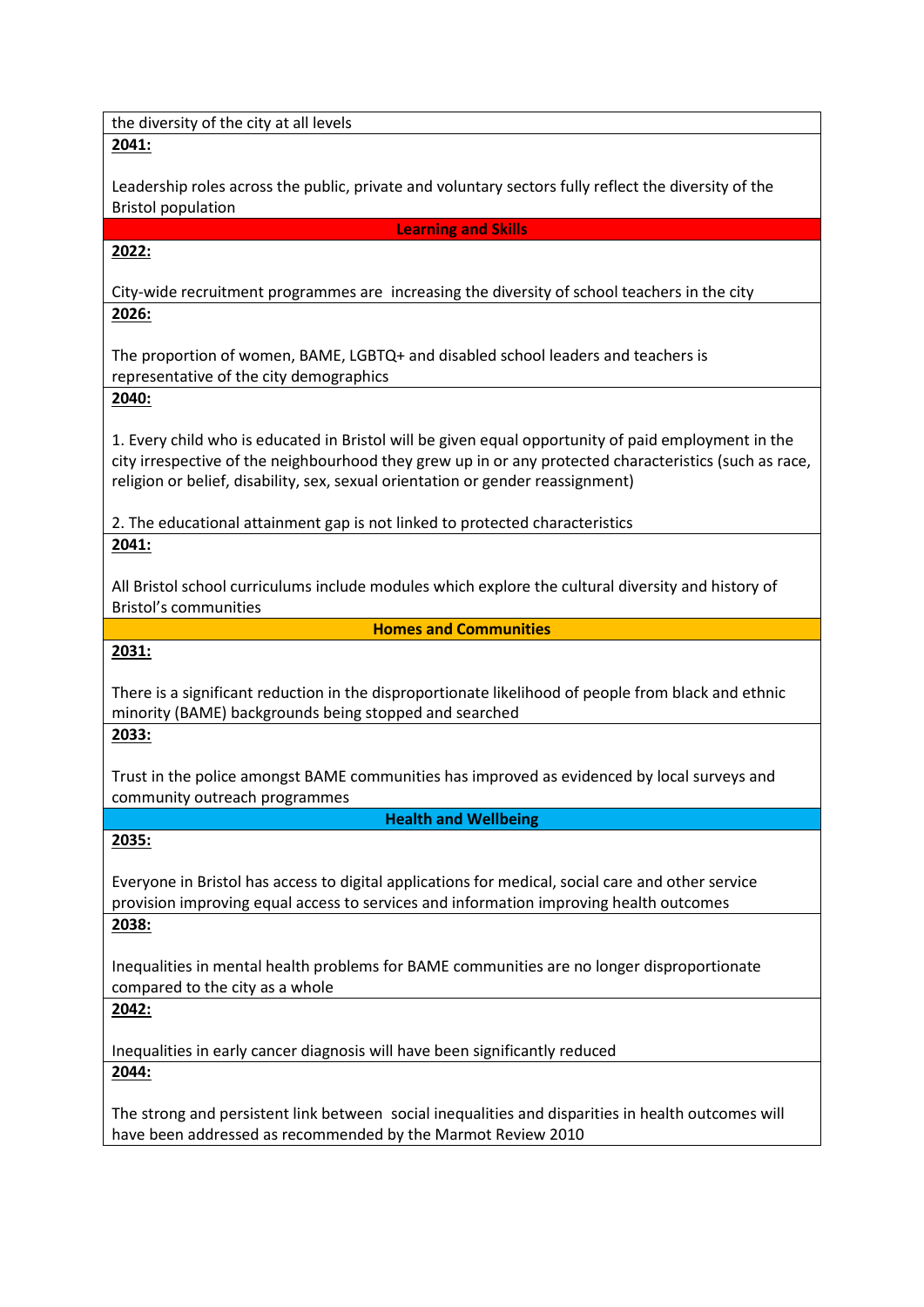| |
|---|
| the diversity of the city at all levels |
| **2041:**<br><br>Leadership roles across the public, private and voluntary sectors fully reflect the diversity of the Bristol population |
| **Learning and Skills** |
| **2022:**<br><br>City-wide recruitment programmes are increasing the diversity of school teachers in the city |
| **2026:**<br><br>The proportion of women, BAME, LGBTQ+ and disabled school leaders and teachers is representative of the city demographics |
| **2040:**<br><br>1. Every child who is educated in Bristol will be given equal opportunity of paid employment in the city irrespective of the neighbourhood they grew up in or any protected characteristics (such as race, religion or belief, disability, sex, sexual orientation or gender reassignment)<br><br>2. The educational attainment gap is not linked to protected characteristics |
| **2041:**<br><br>All Bristol school curriculums include modules which explore the cultural diversity and history of Bristol's communities |
| **Homes and Communities** |
| **2031:**<br><br>There is a significant reduction in the disproportionate likelihood of people from black and ethnic minority (BAME) backgrounds being stopped and searched |
| **2033:**<br><br>Trust in the police amongst BAME communities has improved as evidenced by local surveys and community outreach programmes |
| **Health and Wellbeing** |
| **2035:**<br><br>Everyone in Bristol has access to digital applications for medical, social care and other service provision improving equal access to services and information improving health outcomes |
| **2038:**<br><br>Inequalities in mental health problems for BAME communities are no longer disproportionate compared to the city as a whole |
| **2042:**<br><br>Inequalities in early cancer diagnosis will have been significantly reduced |
| **2044:**<br><br>The strong and persistent link between social inequalities and disparities in health outcomes will have been addressed as recommended by the Marmot Review 2010 |